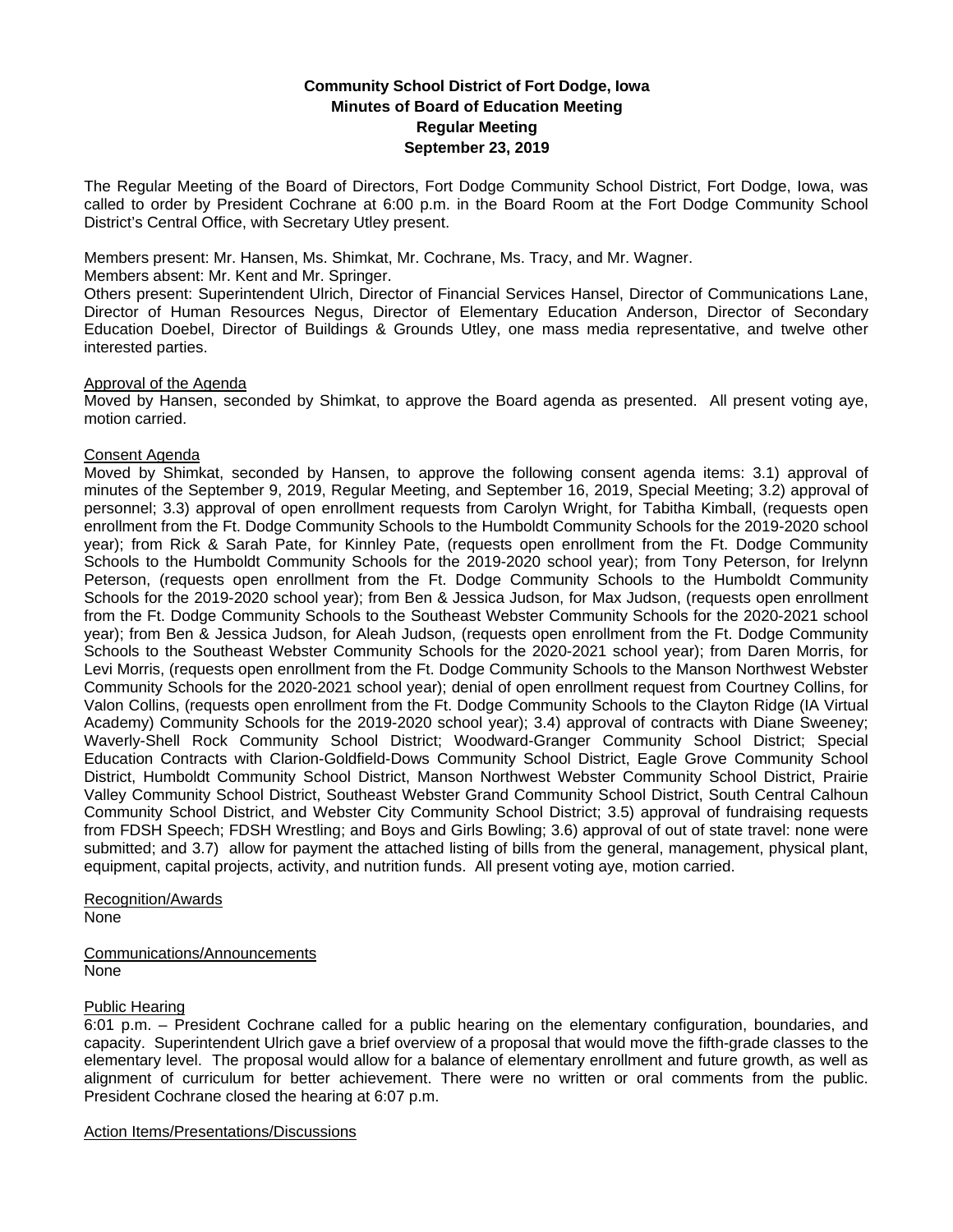# Community School District of Fort Dodge, Iowa
## Minutes of Board of Education Meeting
## Regular Meeting
## September 23, 2019

The Regular Meeting of the Board of Directors, Fort Dodge Community School District, Fort Dodge, Iowa, was called to order by President Cochrane at 6:00 p.m. in the Board Room at the Fort Dodge Community School District's Central Office, with Secretary Utley present.

Members present: Mr. Hansen, Ms. Shimkat, Mr. Cochrane, Ms. Tracy, and Mr. Wagner.
Members absent: Mr. Kent and Mr. Springer.
Others present: Superintendent Ulrich, Director of Financial Services Hansel, Director of Communications Lane, Director of Human Resources Negus, Director of Elementary Education Anderson, Director of Secondary Education Doebel, Director of Buildings & Grounds Utley, one mass media representative, and twelve other interested parties.

<u>Approval of the Agenda</u>
Moved by Hansen, seconded by Shimkat, to approve the Board agenda as presented. All present voting aye, motion carried.

<u>Consent Agenda</u>
Moved by Shimkat, seconded by Hansen, to approve the following consent agenda items: 3.1) approval of minutes of the September 9, 2019, Regular Meeting, and September 16, 2019, Special Meeting; 3.2) approval of personnel; 3.3) approval of open enrollment requests from Carolyn Wright, for Tabitha Kimball, (requests open enrollment from the Ft. Dodge Community Schools to the Humboldt Community Schools for the 2019-2020 school year); from Rick & Sarah Pate, for Kinnley Pate, (requests open enrollment from the Ft. Dodge Community Schools to the Humboldt Community Schools for the 2019-2020 school year); from Tony Peterson, for Irelynn Peterson, (requests open enrollment from the Ft. Dodge Community Schools to the Humboldt Community Schools for the 2019-2020 school year); from Ben & Jessica Judson, for Max Judson, (requests open enrollment from the Ft. Dodge Community Schools to the Southeast Webster Community Schools for the 2020-2021 school year); from Ben & Jessica Judson, for Aleah Judson, (requests open enrollment from the Ft. Dodge Community Schools to the Southeast Webster Community Schools for the 2020-2021 school year); from Daren Morris, for Levi Morris, (requests open enrollment from the Ft. Dodge Community Schools to the Manson Northwest Webster Community Schools for the 2020-2021 school year); denial of open enrollment request from Courtney Collins, for Valon Collins, (requests open enrollment from the Ft. Dodge Community Schools to the Clayton Ridge (IA Virtual Academy) Community Schools for the 2019-2020 school year); 3.4) approval of contracts with Diane Sweeney; Waverly-Shell Rock Community School District; Woodward-Granger Community School District; Special Education Contracts with Clarion-Goldfield-Dows Community School District, Eagle Grove Community School District, Humboldt Community School District, Manson Northwest Webster Community School District, Prairie Valley Community School District, Southeast Webster Grand Community School District, South Central Calhoun Community School District, and Webster City Community School District; 3.5) approval of fundraising requests from FDSH Speech; FDSH Wrestling; and Boys and Girls Bowling; 3.6) approval of out of state travel: none were submitted; and 3.7) allow for payment the attached listing of bills from the general, management, physical plant, equipment, capital projects, activity, and nutrition funds. All present voting aye, motion carried.

<u>Recognition/Awards</u>
None

<u>Communications/Announcements</u>
None

<u>Public Hearing</u>
6:01 p.m. – President Cochrane called for a public hearing on the elementary configuration, boundaries, and capacity. Superintendent Ulrich gave a brief overview of a proposal that would move the fifth-grade classes to the elementary level. The proposal would allow for a balance of elementary enrollment and future growth, as well as alignment of curriculum for better achievement. There were no written or oral comments from the public. President Cochrane closed the hearing at 6:07 p.m.

<u>Action Items/Presentations/Discussions</u>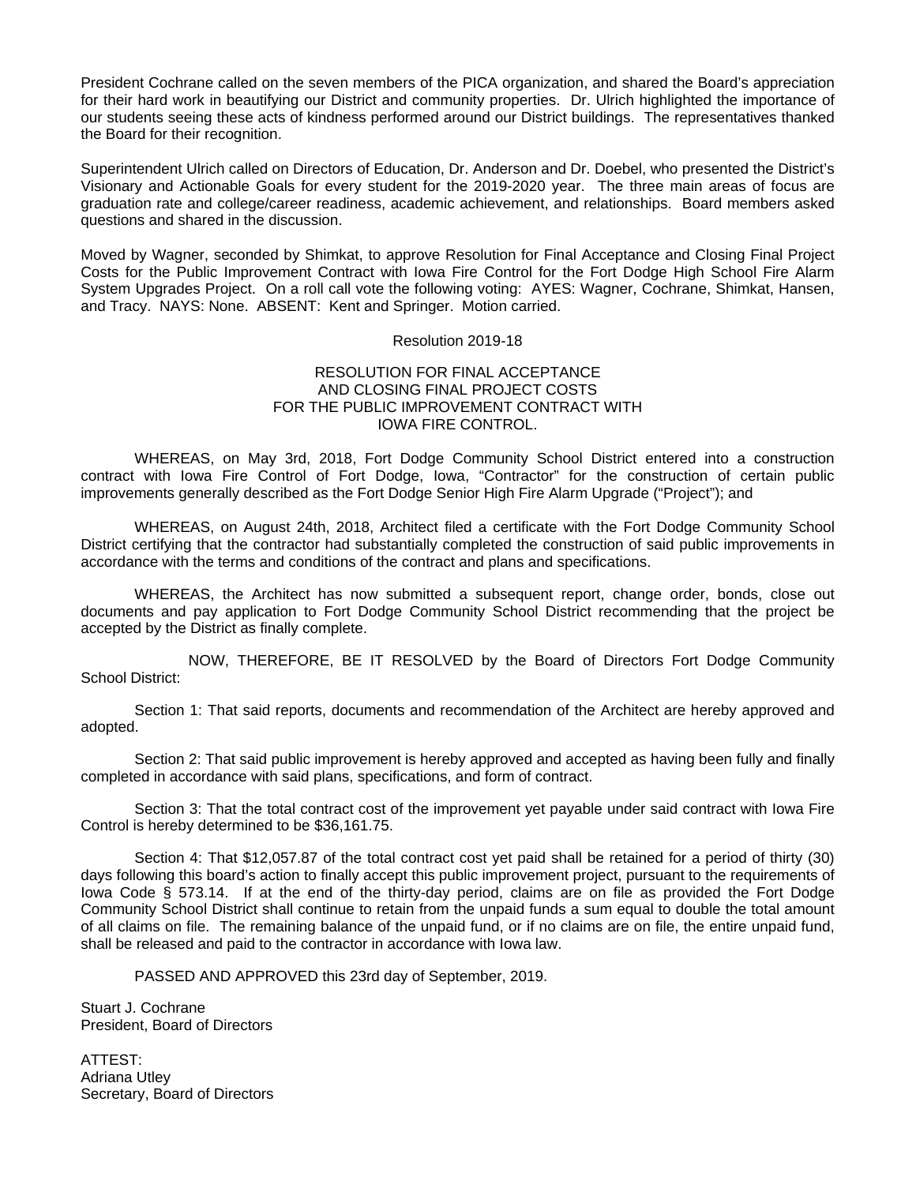President Cochrane called on the seven members of the PICA organization, and shared the Board's appreciation for their hard work in beautifying our District and community properties. Dr. Ulrich highlighted the importance of our students seeing these acts of kindness performed around our District buildings. The representatives thanked the Board for their recognition.

Superintendent Ulrich called on Directors of Education, Dr. Anderson and Dr. Doebel, who presented the District's Visionary and Actionable Goals for every student for the 2019-2020 year. The three main areas of focus are graduation rate and college/career readiness, academic achievement, and relationships. Board members asked questions and shared in the discussion.

Moved by Wagner, seconded by Shimkat, to approve Resolution for Final Acceptance and Closing Final Project Costs for the Public Improvement Contract with Iowa Fire Control for the Fort Dodge High School Fire Alarm System Upgrades Project. On a roll call vote the following voting: AYES: Wagner, Cochrane, Shimkat, Hansen, and Tracy. NAYS: None. ABSENT: Kent and Springer. Motion carried.

Resolution 2019-18

RESOLUTION FOR FINAL ACCEPTANCE
AND CLOSING FINAL PROJECT COSTS
FOR THE PUBLIC IMPROVEMENT CONTRACT WITH
IOWA FIRE CONTROL.

WHEREAS, on May 3rd, 2018, Fort Dodge Community School District entered into a construction contract with Iowa Fire Control of Fort Dodge, Iowa, "Contractor" for the construction of certain public improvements generally described as the Fort Dodge Senior High Fire Alarm Upgrade ("Project"); and

WHEREAS, on August 24th, 2018, Architect filed a certificate with the Fort Dodge Community School District certifying that the contractor had substantially completed the construction of said public improvements in accordance with the terms and conditions of the contract and plans and specifications.

WHEREAS, the Architect has now submitted a subsequent report, change order, bonds, close out documents and pay application to Fort Dodge Community School District recommending that the project be accepted by the District as finally complete.

NOW, THEREFORE, BE IT RESOLVED by the Board of Directors Fort Dodge Community School District:

Section 1: That said reports, documents and recommendation of the Architect are hereby approved and adopted.

Section 2: That said public improvement is hereby approved and accepted as having been fully and finally completed in accordance with said plans, specifications, and form of contract.

Section 3: That the total contract cost of the improvement yet payable under said contract with Iowa Fire Control is hereby determined to be $36,161.75.

Section 4: That $12,057.87 of the total contract cost yet paid shall be retained for a period of thirty (30) days following this board's action to finally accept this public improvement project, pursuant to the requirements of Iowa Code § 573.14. If at the end of the thirty-day period, claims are on file as provided the Fort Dodge Community School District shall continue to retain from the unpaid funds a sum equal to double the total amount of all claims on file. The remaining balance of the unpaid fund, or if no claims are on file, the entire unpaid fund, shall be released and paid to the contractor in accordance with Iowa law.

PASSED AND APPROVED this 23rd day of September, 2019.

Stuart J. Cochrane
President, Board of Directors

ATTEST:
Adriana Utley
Secretary, Board of Directors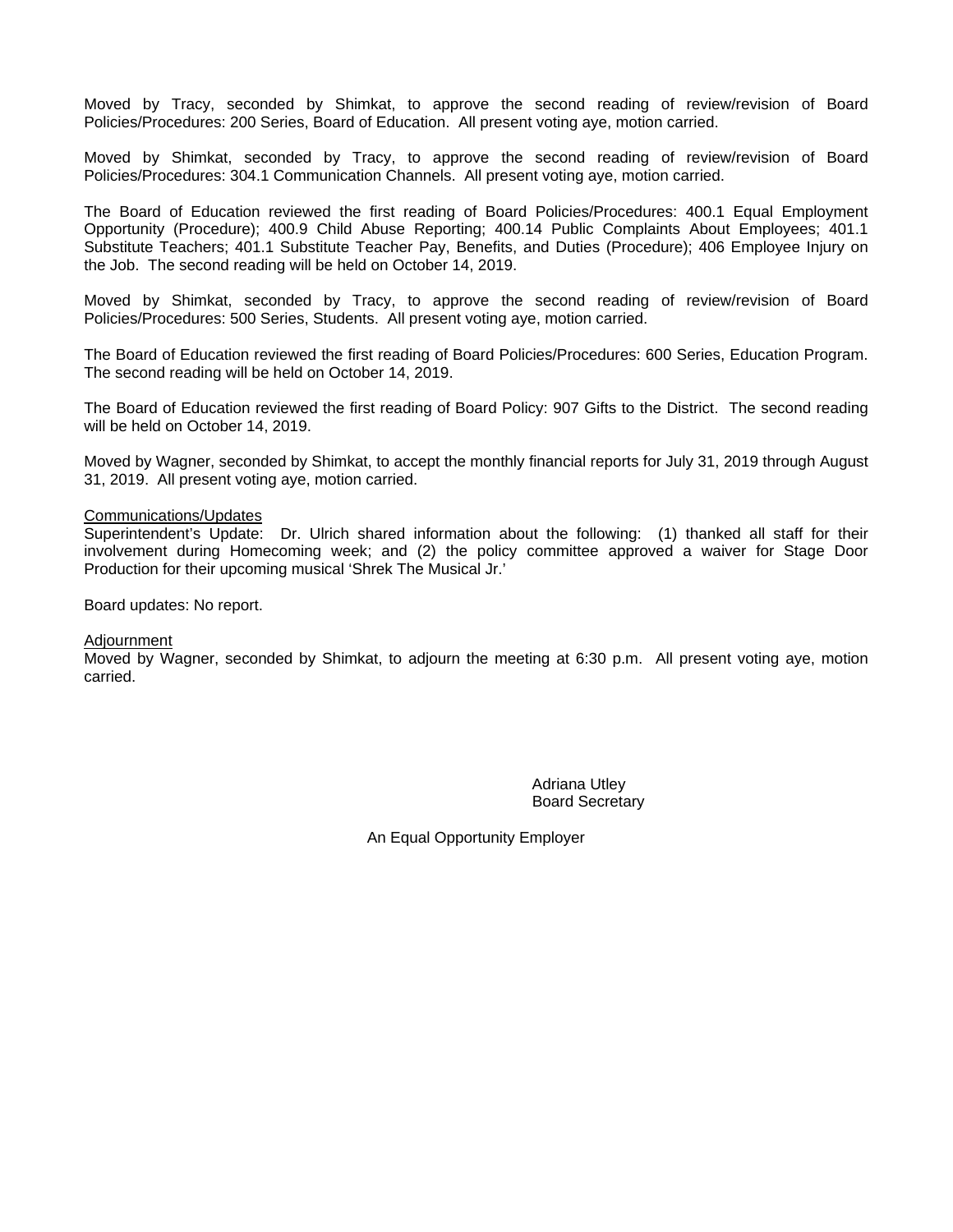Moved by Tracy, seconded by Shimkat, to approve the second reading of review/revision of Board Policies/Procedures: 200 Series, Board of Education. All present voting aye, motion carried.

Moved by Shimkat, seconded by Tracy, to approve the second reading of review/revision of Board Policies/Procedures: 304.1 Communication Channels. All present voting aye, motion carried.

The Board of Education reviewed the first reading of Board Policies/Procedures: 400.1 Equal Employment Opportunity (Procedure); 400.9 Child Abuse Reporting; 400.14 Public Complaints About Employees; 401.1 Substitute Teachers; 401.1 Substitute Teacher Pay, Benefits, and Duties (Procedure); 406 Employee Injury on the Job. The second reading will be held on October 14, 2019.

Moved by Shimkat, seconded by Tracy, to approve the second reading of review/revision of Board Policies/Procedures: 500 Series, Students. All present voting aye, motion carried.

The Board of Education reviewed the first reading of Board Policies/Procedures: 600 Series, Education Program. The second reading will be held on October 14, 2019.

The Board of Education reviewed the first reading of Board Policy: 907 Gifts to the District. The second reading will be held on October 14, 2019.

Moved by Wagner, seconded by Shimkat, to accept the monthly financial reports for July 31, 2019 through August 31, 2019. All present voting aye, motion carried.

Communications/Updates

Superintendent's Update: Dr. Ulrich shared information about the following: (1) thanked all staff for their involvement during Homecoming week; and (2) the policy committee approved a waiver for Stage Door Production for their upcoming musical 'Shrek The Musical Jr.'

Board updates: No report.

Adjournment

Moved by Wagner, seconded by Shimkat, to adjourn the meeting at 6:30 p.m. All present voting aye, motion carried.

Adriana Utley
Board Secretary

An Equal Opportunity Employer